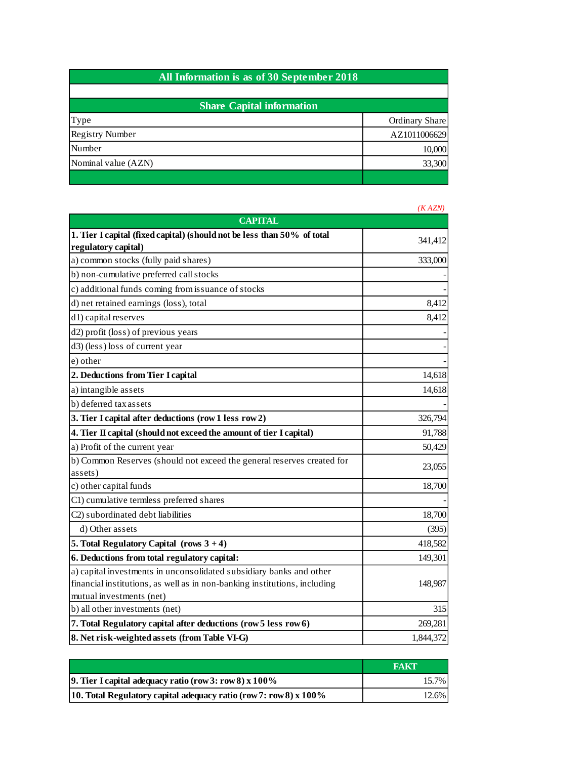| All Information is as of 30 September 2018 | |
|---|---|

| Share Capital information | |
|---|---|
| Type | Ordinary Share |
| Registry Number | AZ1011006629 |
| Number | 10,000 |
| Nominal value (AZN) | 33,300 |
| | |

*(K AZN)*

| CAPITAL | |
|---|---|
| **1. Tier I capital (fixed capital) (should not be less than 50% of total regulatory capital)** | 341,412 |
| a) common stocks (fully paid shares) | 333,000 |
| b) non-cumulative preferred call stocks | - |
| c) additional funds coming from issuance of stocks | - |
| d) net retained earnings (loss), total | 8,412 |
| d1) capital reserves | 8,412 |
| d2) profit (loss) of previous years | - |
| d3) (less) loss of current year | - |
| e) other | - |
| **2. Deductions from Tier I capital** | 14,618 |
| a) intangible assets | 14,618 |
| b) deferred tax assets | - |
| **3. Tier I capital after deductions (row 1 less row 2)** | 326,794 |
| **4. Tier II capital (should not exceed the amount of tier I capital)** | 91,788 |
| a) Profit of the current year | 50,429 |
| b) Common Reserves (should not exceed the general reserves created for assets) | 23,055 |
| c) other capital funds | 18,700 |
| C1) cumulative termless preferred shares | - |
| C2) subordinated debt liabilities | 18,700 |
| d) Other assets | (395) |
| **5. Total Regulatory Capital (rows 3 + 4)** | 418,582 |
| **6. Deductions from total regulatory capital:** | 149,301 |
| a) capital investments in unconsolidated subsidiary banks and other financial institutions, as well as in non-banking institutions, including mutual investments (net) | 148,987 |
| b) all other investments (net) | 315 |
| **7. Total Regulatory capital after deductions (row 5 less row 6)** | 269,281 |
| **8. Net risk-weighted assets (from Table VI-G)** | 1,844,372 |

| | FAKT |
|---|---|
| **9. Tier I capital adequacy ratio (row 3: row 8) x 100%** | 15.7% |
| **10. Total Regulatory capital adequacy ratio (row 7: row 8) x 100%** | 12.6% |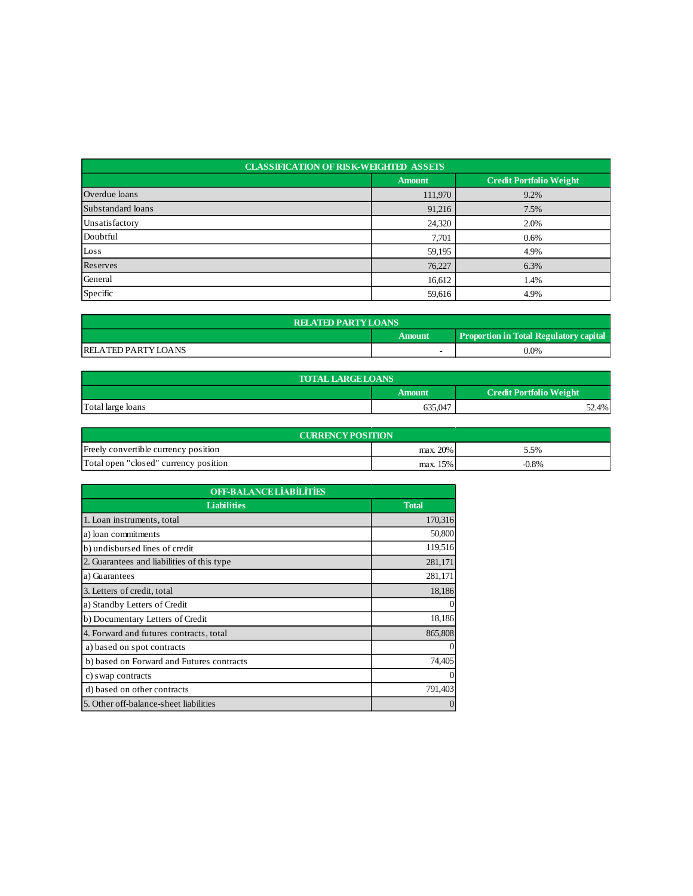| CLASSIFICATION OF RISK-WEIGHTED ASSETS | | |
|---|---|---|
| | **Amount** | **Credit Portfolio Weight** |
| Overdue loans | 111,970 | 9.2% |
| Substandard loans | 91,216 | 7.5% |
| Unsatisfactory | 24,320 | 2.0% |
| Doubtful | 7,701 | 0.6% |
| Loss | 59,195 | 4.9% |
| Reserves | 76,227 | 6.3% |
| General | 16,612 | 1.4% |
| Specific | 59,616 | 4.9% |

| RELATED PARTY LOANS | | |
|---|---|---|
| | **Amount** | **Proportion in Total Regulatory capital** |
| RELATED PARTY LOANS | - | 0.0% |

| TOTAL LARGE LOANS | | |
|---|---|---|
| | **Amount** | **Credit Portfolio Weight** |
| Total large loans | 635,047 | 52.4% |

| CURRENCY POSITION | | |
|---|---|---|
| Freely convertible currency position | max. 20% | 5.5% |
| Total open "closed" currency position | max. 15% | -0.8% |

| OFF-BALANCE LİABİLİTİES | |
|---|---|
| **Liabilities** | **Total** |
| 1. Loan instruments, total | 170,316 |
| a) loan commitments | 50,800 |
| b) undisbursed lines of credit | 119,516 |
| 2. Guarantees and liabilities of this type | 281,171 |
| a) Guarantees | 281,171 |
| 3. Letters of credit, total | 18,186 |
| a) Standby Letters of Credit | 0 |
| b) Documentary Letters of Credit | 18,186 |
| 4. Forward and futures contracts, total | 865,808 |
| a) based on spot contracts | 0 |
| b) based on Forward and Futures contracts | 74,405 |
| c) swap contracts | 0 |
| d) based on other contracts | 791,403 |
| 5. Other off-balance-sheet liabilities | 0 |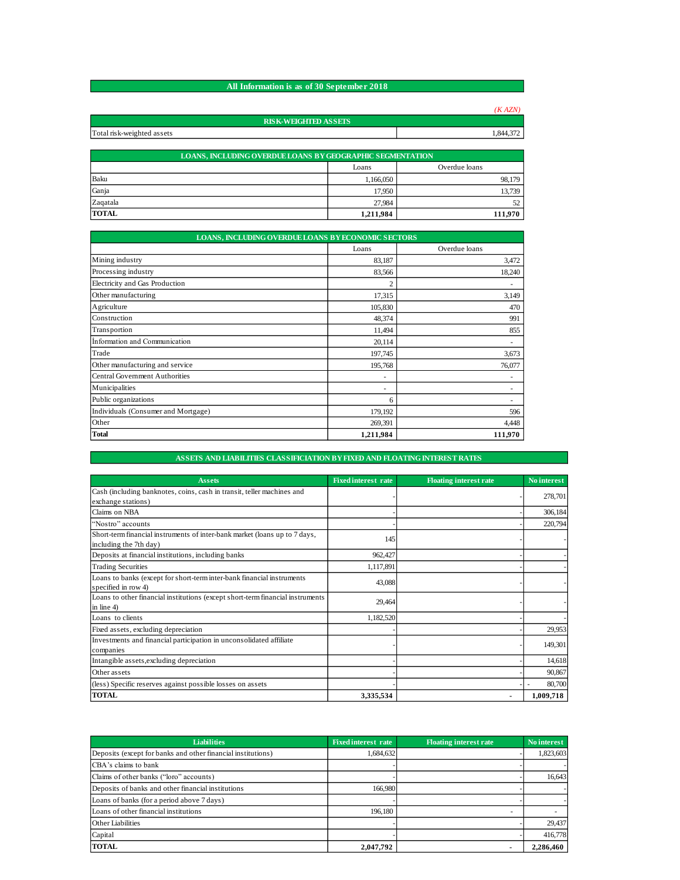## All Information is as of 30 September 2018

*(K AZN)*

| RISK-WEIGHTED ASSETS | |
|---|---|
| Total risk-weighted assets | 1,844,372 |

| LOANS, INCLUDING OVERDUE LOANS BY GEOGRAPHIC SEGMENTATION | Loans | Overdue loans |
|---|---|---|
| Baku | 1,166,050 | 98,179 |
| Ganja | 17,950 | 13,739 |
| Zaqatala | 27,984 | 52 |
| **TOTAL** | **1,211,984** | **111,970** |

| LOANS, INCLUDING OVERDUE LOANS BY ECONOMIC SECTORS | Loans | Overdue loans |
|---|---|---|
| Mining industry | 83,187 | 3,472 |
| Processing industry | 83,566 | 18,240 |
| Electricity and Gas Production | 2 | - |
| Other manufacturing | 17,315 | 3,149 |
| Agriculture | 105,830 | 470 |
| Construction | 48,374 | 991 |
| Transportion | 11,494 | 855 |
| İnformation and Communication | 20,114 | - |
| Trade | 197,745 | 3,673 |
| Other manufacturing and service | 195,768 | 76,077 |
| Central Government Authorities | - | - |
| Municipalities | - | - |
| Public organizations | 6 | - |
| Individuals (Consumer and Mortgage) | 179,192 | 596 |
| Other | 269,391 | 4,448 |
| **Total** | **1,211,984** | **111,970** |

### ASSETS AND LIABILITIES CLASSIFICIATION BY FIXED AND FLOATING INTEREST RATES

| Assets | Fixed interest rate | Floating interest rate | No interest |
|---|---|---|---|
| Cash (including banknotes, coins, cash in transit, teller machines and exchange stations) | - | - | 278,701 |
| Claims on NBA | - | - | 306,184 |
| "Nostro" accounts | - | - | 220,794 |
| Short-term financial instruments of inter-bank market (loans up to 7 days, including the 7th day) | 145 | - | - |
| Deposits at financial institutions, including banks | 962,427 | - | - |
| Trading Securities | 1,117,891 | - | - |
| Loans to banks (except for short-term inter-bank financial instruments specified in row 4) | 43,088 | - | - |
| Loans to other financial institutions (except short-term financial instruments in line 4) | 29,464 | - | - |
| Loans to clients | 1,182,520 | - | - |
| Fixed assets, excluding depreciation | - | - | 29,953 |
| Investments and financial participation in unconsolidated affiliate companies | - | - | 149,301 |
| Intangible assets,excluding depreciation | - | - | 14,618 |
| Other assets | - | - | 90,867 |
| (less) Specific reserves against possible losses on assets | - | - | - 80,700 |
| **TOTAL** | **3,335,534** | **-** | **1,009,718** |

| Liabilities | Fixed interest rate | Floating interest rate | No interest |
|---|---|---|---|
| Deposits (except for banks and other financial institutions) | 1,684,632 | - | 1,823,603 |
| CBA's claims to bank | - | - | - |
| Claims of other banks ("loro" accounts) | - | - | 16,643 |
| Deposits of banks and other financial institutions | 166,980 | - | - |
| Loans of banks (for a period above 7 days) | - | - | - |
| Loans of other financial institutions | 196,180 | - | - |
| Other Liabilities | - | - | 29,437 |
| Capital | - | - | 416,778 |
| **TOTAL** | **2,047,792** | **-** | **2,286,460** |